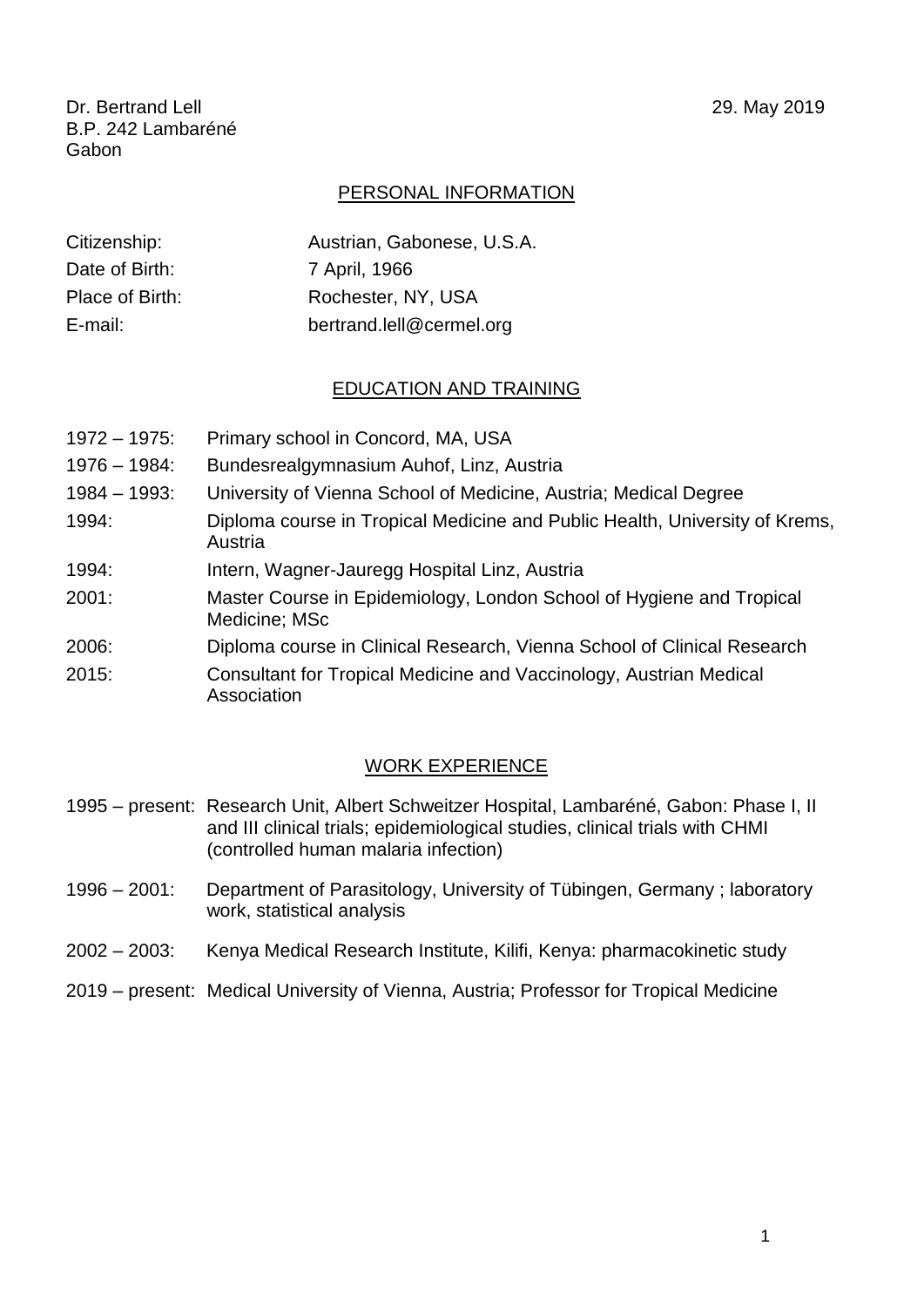Dr. Bertrand Lell
B.P. 242 Lambaréné
Gabon

29. May 2019

## PERSONAL INFORMATION

| | |
|---|---|
| Citizenship: | Austrian, Gabonese, U.S.A. |
| Date of Birth: | 7 April, 1966 |
| Place of Birth: | Rochester, NY, USA |
| E-mail: | bertrand.lell@cermel.org |

## EDUCATION AND TRAINING

| | |
|---|---|
| 1972 – 1975: | Primary school in Concord, MA, USA |
| 1976 – 1984: | Bundesrealgymnasium Auhof, Linz, Austria |
| 1984 – 1993: | University of Vienna School of Medicine, Austria; Medical Degree |
| 1994: | Diploma course in Tropical Medicine and Public Health, University of Krems, Austria |
| 1994: | Intern, Wagner-Jauregg Hospital Linz, Austria |
| 2001: | Master Course in Epidemiology, London School of Hygiene and Tropical Medicine; MSc |
| 2006: | Diploma course in Clinical Research, Vienna School of Clinical Research |
| 2015: | Consultant for Tropical Medicine and Vaccinology, Austrian Medical Association |

## WORK EXPERIENCE

| | |
|---|---|
| 1995 – present: | Research Unit, Albert Schweitzer Hospital, Lambaréné, Gabon: Phase I, II and III clinical trials; epidemiological studies, clinical trials with CHMI (controlled human malaria infection) |
| 1996 – 2001: | Department of Parasitology, University of Tübingen, Germany ; laboratory work, statistical analysis |
| 2002 – 2003: | Kenya Medical Research Institute, Kilifi, Kenya: pharmacokinetic study |
| 2019 – present: | Medical University of Vienna, Austria; Professor for Tropical Medicine |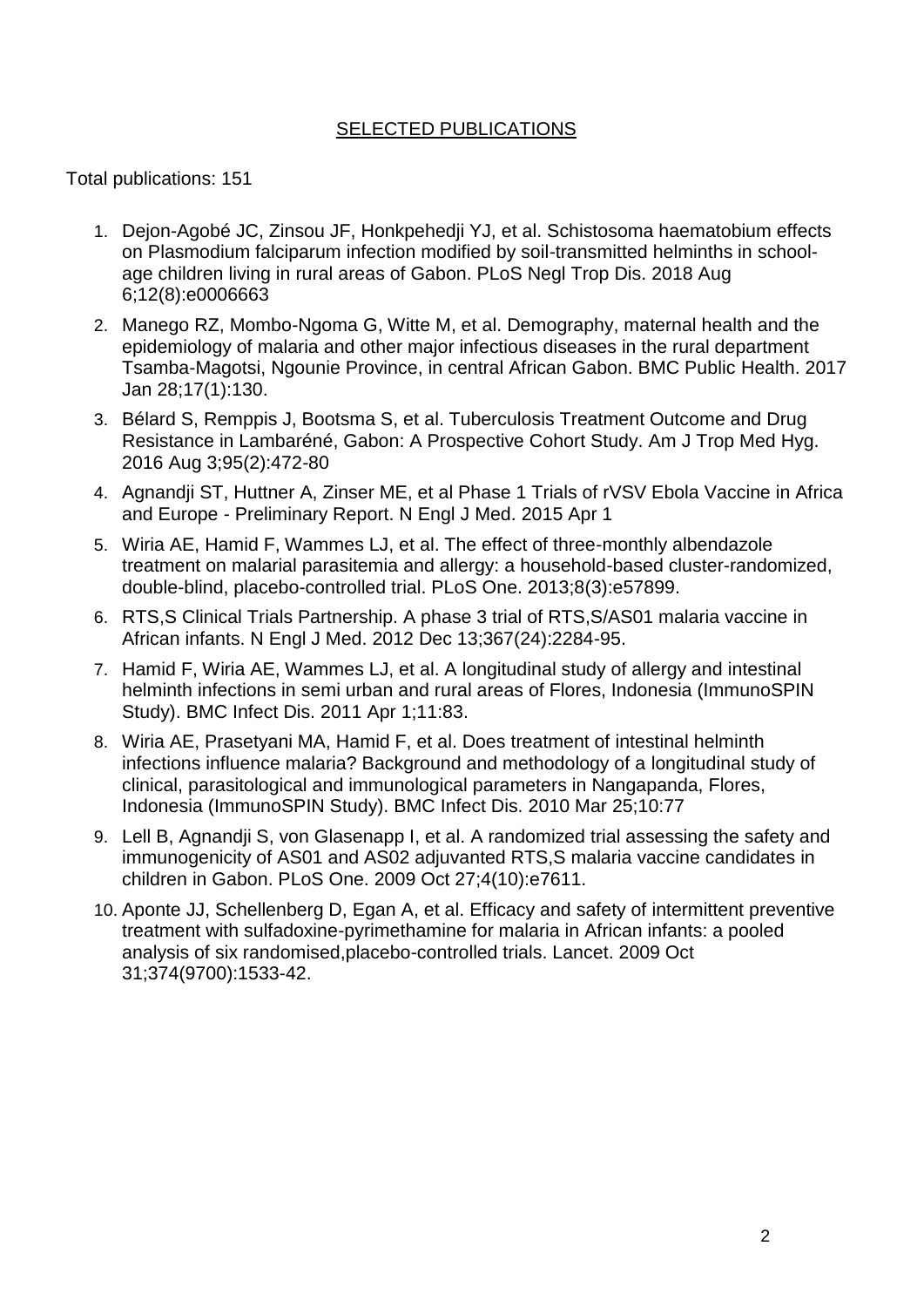## SELECTED PUBLICATIONS

Total publications: 151

1. Dejon-Agobé JC, Zinsou JF, Honkpehedji YJ, et al. Schistosoma haematobium effects on Plasmodium falciparum infection modified by soil-transmitted helminths in school-age children living in rural areas of Gabon. PLoS Negl Trop Dis. 2018 Aug 6;12(8):e0006663
2. Manego RZ, Mombo-Ngoma G, Witte M, et al. Demography, maternal health and the epidemiology of malaria and other major infectious diseases in the rural department Tsamba-Magotsi, Ngounie Province, in central African Gabon. BMC Public Health. 2017 Jan 28;17(1):130.
3. Bélard S, Remppis J, Bootsma S, et al. Tuberculosis Treatment Outcome and Drug Resistance in Lambaréné, Gabon: A Prospective Cohort Study. Am J Trop Med Hyg. 2016 Aug 3;95(2):472-80
4. Agnandji ST, Huttner A, Zinser ME, et al Phase 1 Trials of rVSV Ebola Vaccine in Africa and Europe - Preliminary Report. N Engl J Med. 2015 Apr 1
5. Wiria AE, Hamid F, Wammes LJ, et al. The effect of three-monthly albendazole treatment on malarial parasitemia and allergy: a household-based cluster-randomized, double-blind, placebo-controlled trial. PLoS One. 2013;8(3):e57899.
6. RTS,S Clinical Trials Partnership. A phase 3 trial of RTS,S/AS01 malaria vaccine in African infants. N Engl J Med. 2012 Dec 13;367(24):2284-95.
7. Hamid F, Wiria AE, Wammes LJ, et al. A longitudinal study of allergy and intestinal helminth infections in semi urban and rural areas of Flores, Indonesia (ImmunoSPIN Study). BMC Infect Dis. 2011 Apr 1;11:83.
8. Wiria AE, Prasetyani MA, Hamid F, et al. Does treatment of intestinal helminth infections influence malaria? Background and methodology of a longitudinal study of clinical, parasitological and immunological parameters in Nangapanda, Flores, Indonesia (ImmunoSPIN Study). BMC Infect Dis. 2010 Mar 25;10:77
9. Lell B, Agnandji S, von Glasenapp I, et al. A randomized trial assessing the safety and immunogenicity of AS01 and AS02 adjuvanted RTS,S malaria vaccine candidates in children in Gabon. PLoS One. 2009 Oct 27;4(10):e7611.
10. Aponte JJ, Schellenberg D, Egan A, et al. Efficacy and safety of intermittent preventive treatment with sulfadoxine-pyrimethamine for malaria in African infants: a pooled analysis of six randomised,placebo-controlled trials. Lancet. 2009 Oct 31;374(9700):1533-42.